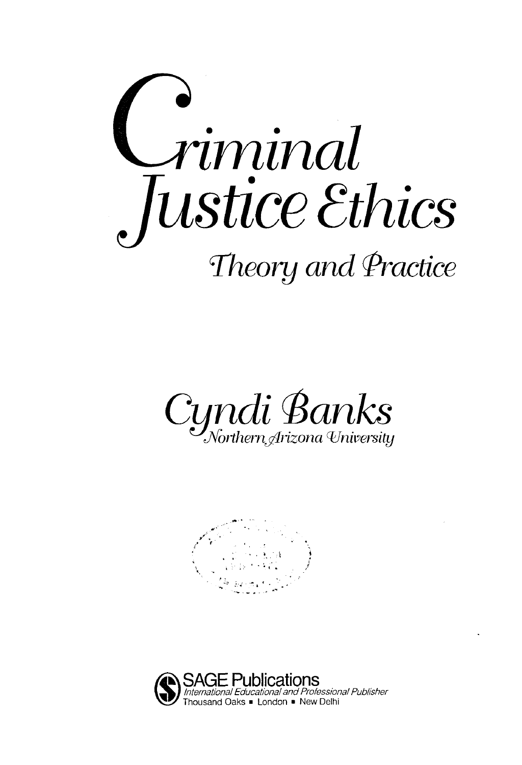# Criminal Justice Ethics

## Theory and Practice

**Cyndi Banks**

*Northern Arizona University*

SAGE Publications

*International Educational and Professional Publisher*

Thousand Oaks ▪ London ▪ New Delhi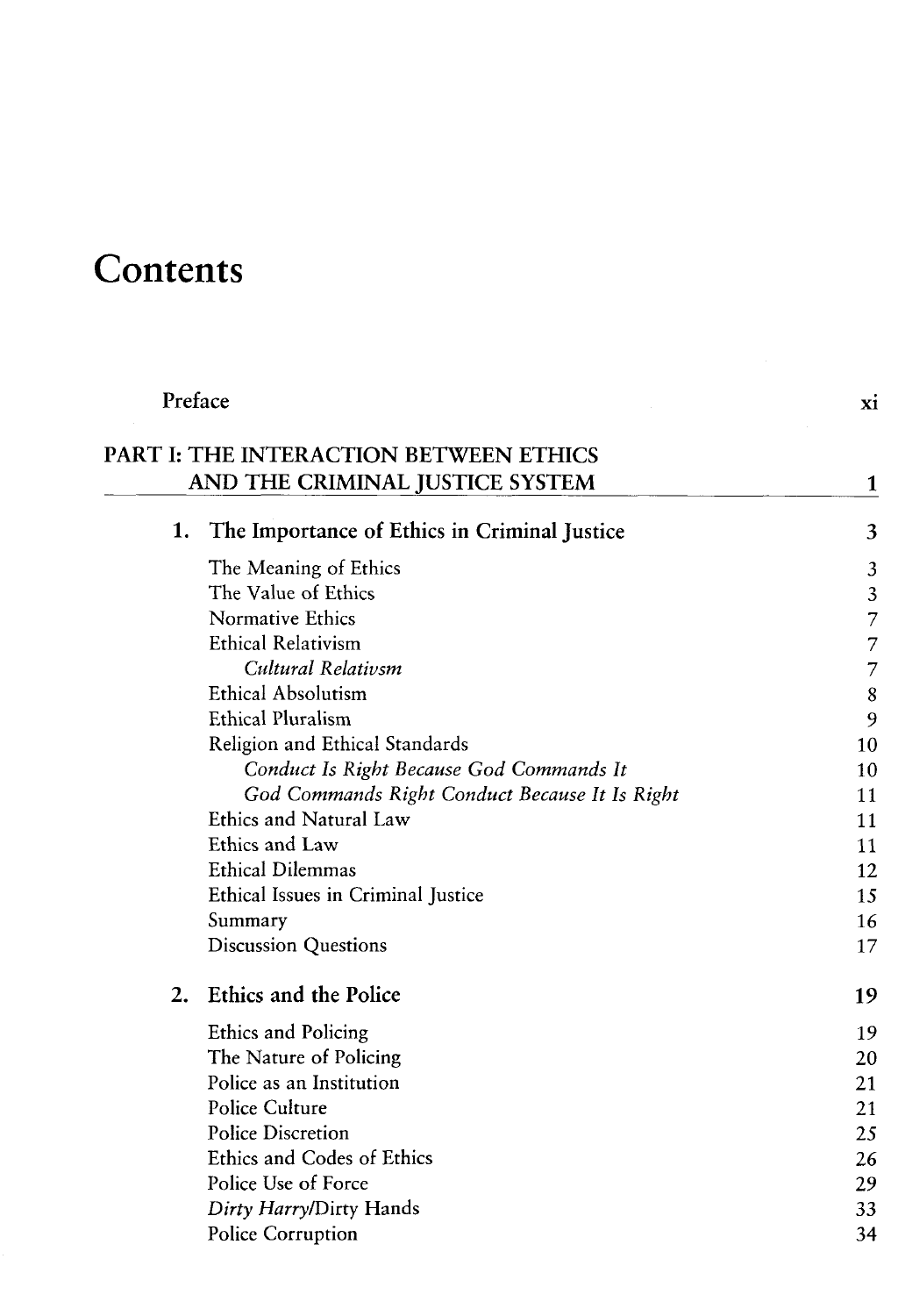# Contents

| | |
|---|---|
| Preface | xi |
| **PART I: THE INTERACTION BETWEEN ETHICS AND THE CRIMINAL JUSTICE SYSTEM** | **1** |
| **1. The Importance of Ethics in Criminal Justice** | **3** |
| The Meaning of Ethics | 3 |
| The Value of Ethics | 3 |
| Normative Ethics | 7 |
| Ethical Relativism | 7 |
| *Cultural Relativsm* | 7 |
| Ethical Absolutism | 8 |
| Ethical Pluralism | 9 |
| Religion and Ethical Standards | 10 |
| *Conduct Is Right Because God Commands It* | 10 |
| *God Commands Right Conduct Because It Is Right* | 11 |
| Ethics and Natural Law | 11 |
| Ethics and Law | 11 |
| Ethical Dilemmas | 12 |
| Ethical Issues in Criminal Justice | 15 |
| Summary | 16 |
| Discussion Questions | 17 |
| **2. Ethics and the Police** | **19** |
| Ethics and Policing | 19 |
| The Nature of Policing | 20 |
| Police as an Institution | 21 |
| Police Culture | 21 |
| Police Discretion | 25 |
| Ethics and Codes of Ethics | 26 |
| Police Use of Force | 29 |
| *Dirty Harry*/Dirty Hands | 33 |
| Police Corruption | 34 |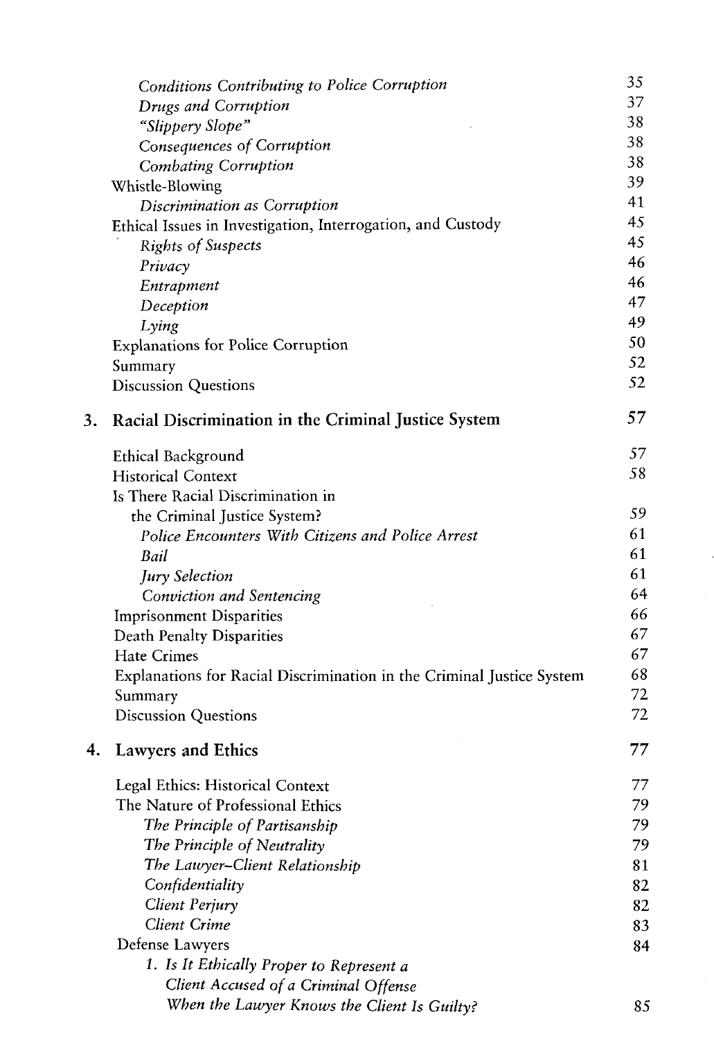*Conditions Contributing to Police Corruption* 35
*Drugs and Corruption* 37
*"Slippery Slope"* 38
*Consequences of Corruption* 38
*Combating Corruption* 38
Whistle-Blowing 39
*Discrimination as Corruption* 41
Ethical Issues in Investigation, Interrogation, and Custody 45
*Rights of Suspects* 45
*Privacy* 46
*Entrapment* 46
*Deception* 47
*Lying* 49
Explanations for Police Corruption 50
Summary 52
Discussion Questions 52

## 3. Racial Discrimination in the Criminal Justice System 57

Ethical Background 57
Historical Context 58
Is There Racial Discrimination in the Criminal Justice System? 59
*Police Encounters With Citizens and Police Arrest* 61
*Bail* 61
*Jury Selection* 61
*Conviction and Sentencing* 64
Imprisonment Disparities 66
Death Penalty Disparities 67
Hate Crimes 67
Explanations for Racial Discrimination in the Criminal Justice System 68
Summary 72
Discussion Questions 72

## 4. Lawyers and Ethics 77

Legal Ethics: Historical Context 77
The Nature of Professional Ethics 79
*The Principle of Partisanship* 79
*The Principle of Neutrality* 79
*The Lawyer–Client Relationship* 81
*Confidentiality* 82
*Client Perjury* 82
*Client Crime* 83
Defense Lawyers 84
*1. Is It Ethically Proper to Represent a Client Accused of a Criminal Offense When the Lawyer Knows the Client Is Guilty?* 85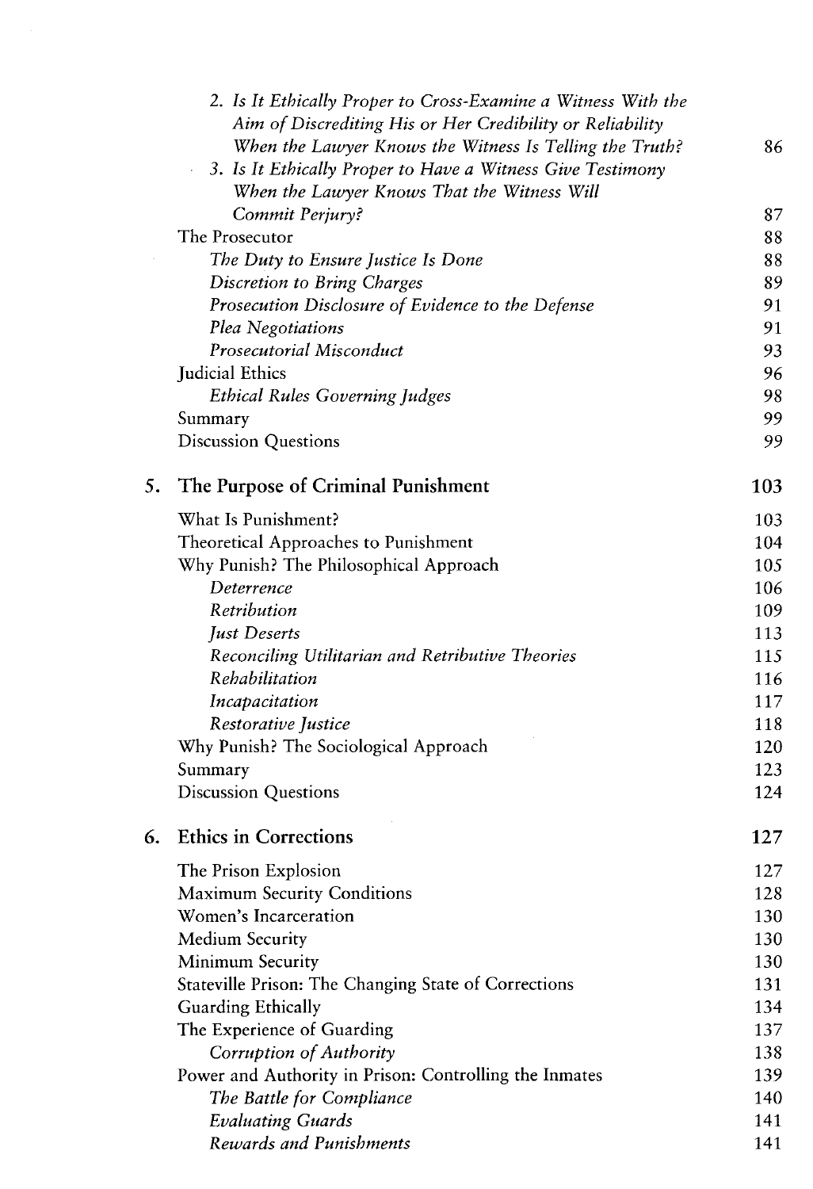2. *Is It Ethically Proper to Cross-Examine a Witness With the Aim of Discrediting His or Her Credibility or Reliability When the Lawyer Knows the Witness Is Telling the Truth?* 86

3. *Is It Ethically Proper to Have a Witness Give Testimony When the Lawyer Knows That the Witness Will Commit Perjury?* 87

The Prosecutor 88

*The Duty to Ensure Justice Is Done* 88

*Discretion to Bring Charges* 89

*Prosecution Disclosure of Evidence to the Defense* 91

*Plea Negotiations* 91

*Prosecutorial Misconduct* 93

Judicial Ethics 96

*Ethical Rules Governing Judges* 98

Summary 99

Discussion Questions 99

## 5. The Purpose of Criminal Punishment 103

What Is Punishment? 103

Theoretical Approaches to Punishment 104

Why Punish? The Philosophical Approach 105

*Deterrence* 106

*Retribution* 109

*Just Deserts* 113

*Reconciling Utilitarian and Retributive Theories* 115

*Rehabilitation* 116

*Incapacitation* 117

*Restorative Justice* 118

Why Punish? The Sociological Approach 120

Summary 123

Discussion Questions 124

## 6. Ethics in Corrections 127

The Prison Explosion 127

Maximum Security Conditions 128

Women's Incarceration 130

Medium Security 130

Minimum Security 130

Stateville Prison: The Changing State of Corrections 131

Guarding Ethically 134

The Experience of Guarding 137

*Corruption of Authority* 138

Power and Authority in Prison: Controlling the Inmates 139

*The Battle for Compliance* 140

*Evaluating Guards* 141

*Rewards and Punishments* 141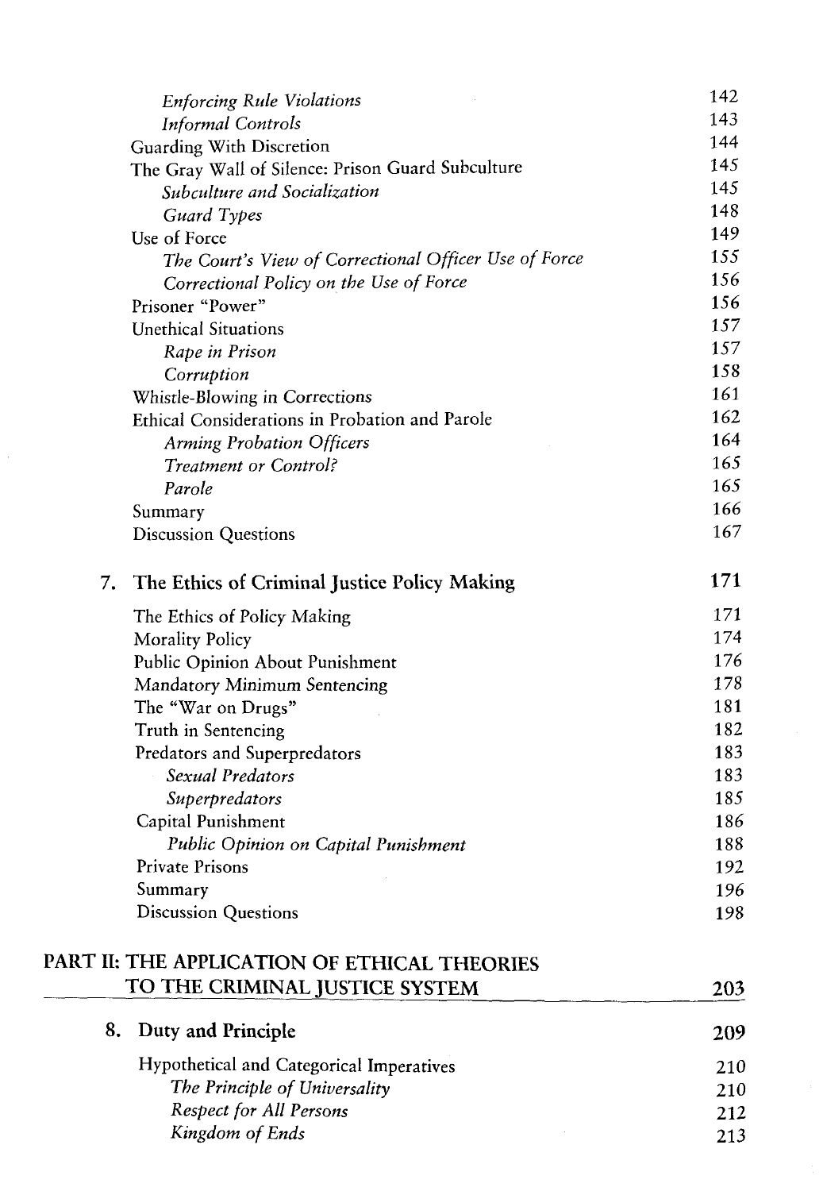*Enforcing Rule Violations* 142
*Informal Controls* 143
Guarding With Discretion 144
The Gray Wall of Silence: Prison Guard Subculture 145
*Subculture and Socialization* 145
*Guard Types* 148
Use of Force 149
*The Court's View of Correctional Officer Use of Force* 155
*Correctional Policy on the Use of Force* 156
Prisoner "Power" 156
Unethical Situations 157
*Rape in Prison* 157
*Corruption* 158
Whistle-Blowing in Corrections 161
Ethical Considerations in Probation and Parole 162
*Arming Probation Officers* 164
*Treatment or Control?* 165
*Parole* 165
Summary 166
Discussion Questions 167

**7. The Ethics of Criminal Justice Policy Making** **171**

The Ethics of Policy Making 171
Morality Policy 174
Public Opinion About Punishment 176
Mandatory Minimum Sentencing 178
The "War on Drugs" 181
Truth in Sentencing 182
Predators and Superpredators 183
*Sexual Predators* 183
*Superpredators* 185
Capital Punishment 186
*Public Opinion on Capital Punishment* 188
Private Prisons 192
Summary 196
Discussion Questions 198

**PART II: THE APPLICATION OF ETHICAL THEORIES TO THE CRIMINAL JUSTICE SYSTEM** **203**

**8. Duty and Principle** **209**

Hypothetical and Categorical Imperatives 210
*The Principle of Universality* 210
*Respect for All Persons* 212
*Kingdom of Ends* 213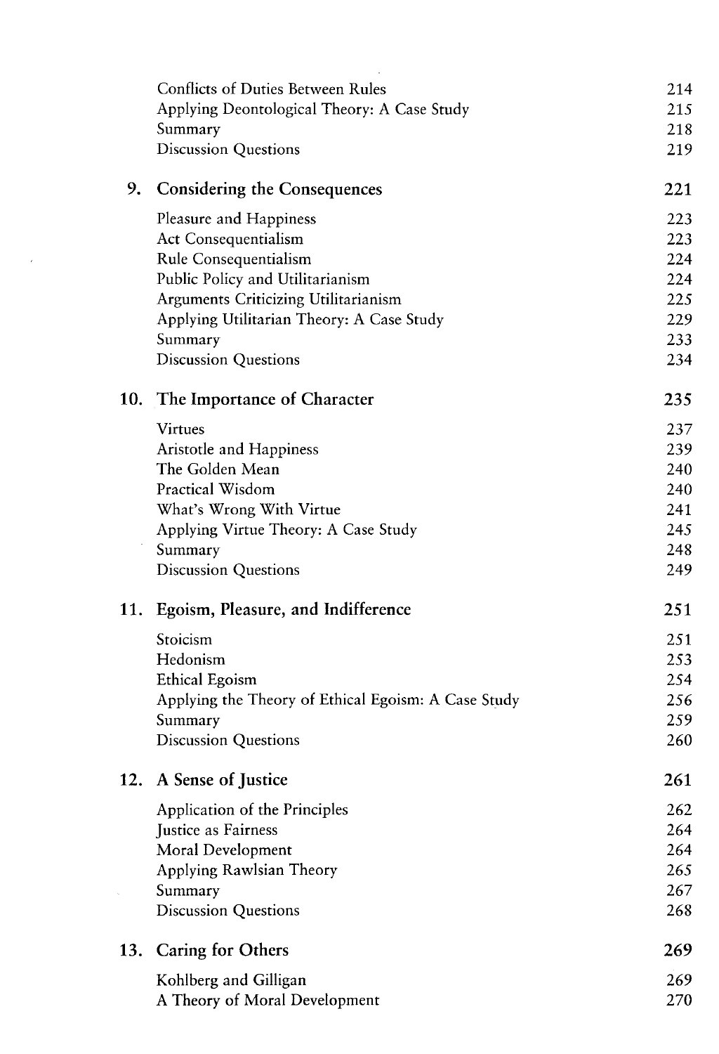| | |
|---|---|
| Conflicts of Duties Between Rules | 214 |
| Applying Deontological Theory: A Case Study | 215 |
| Summary | 218 |
| Discussion Questions | 219 |

**9. Considering the Consequences** 221

| | |
|---|---|
| Pleasure and Happiness | 223 |
| Act Consequentialism | 223 |
| Rule Consequentialism | 224 |
| Public Policy and Utilitarianism | 224 |
| Arguments Criticizing Utilitarianism | 225 |
| Applying Utilitarian Theory: A Case Study | 229 |
| Summary | 233 |
| Discussion Questions | 234 |

**10. The Importance of Character** 235

| | |
|---|---|
| Virtues | 237 |
| Aristotle and Happiness | 239 |
| The Golden Mean | 240 |
| Practical Wisdom | 240 |
| What's Wrong With Virtue | 241 |
| Applying Virtue Theory: A Case Study | 245 |
| Summary | 248 |
| Discussion Questions | 249 |

**11. Egoism, Pleasure, and Indifference** 251

| | |
|---|---|
| Stoicism | 251 |
| Hedonism | 253 |
| Ethical Egoism | 254 |
| Applying the Theory of Ethical Egoism: A Case Study | 256 |
| Summary | 259 |
| Discussion Questions | 260 |

**12. A Sense of Justice** 261

| | |
|---|---|
| Application of the Principles | 262 |
| Justice as Fairness | 264 |
| Moral Development | 264 |
| Applying Rawlsian Theory | 265 |
| Summary | 267 |
| Discussion Questions | 268 |

**13. Caring for Others** 269

| | |
|---|---|
| Kohlberg and Gilligan | 269 |
| A Theory of Moral Development | 270 |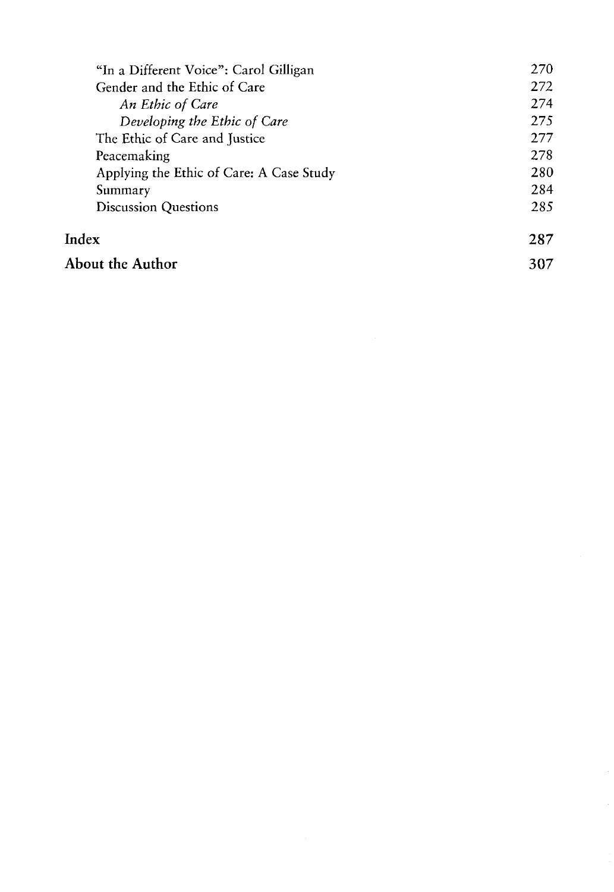| | |
|---|---|
| "In a Different Voice": Carol Gilligan | 270 |
| Gender and the Ethic of Care | 272 |
| *An Ethic of Care* | 274 |
| *Developing the Ethic of Care* | 275 |
| The Ethic of Care and Justice | 277 |
| Peacemaking | 278 |
| Applying the Ethic of Care: A Case Study | 280 |
| Summary | 284 |
| Discussion Questions | 285 |
| **Index** | **287** |
| **About the Author** | **307** |